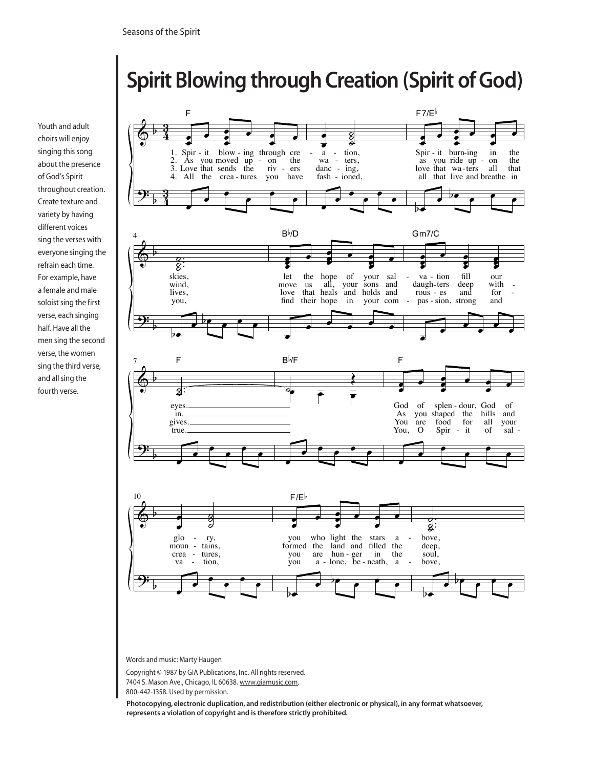# Spirit Blowing through Creation (Spirit of God)

Youth and adult choirs will enjoy singing this song about the presence of God's Spirit throughout creation. Create texture and variety by having different voices sing the verses with everyone singing the refrain each time. For example, have a female and male soloist sing the first verse, each singing half. Have all the men sing the second verse, the women sing the third verse, and all sing the fourth verse.

F | F7/E♭ | B♭/D | Gm7/C | F | B♭/F | F | F/E♭

1. Spir - it blow - ing through cre - a - tion, Spir - it burn-ing in the skies, let the hope of your sal - va - tion fill our eyes.
2. As you moved up - on the wa - ters, as you ride up - on the wind, move us all, your sons and daugh-ters deep with - in.
3. Love that sends the riv - ers danc - ing, love that wa-ters all that lives, love that heals and holds and rous - es and for - gives.
4. All the crea - tures you have fash - ioned, all that live and breathe in you, find their hope in your com - pas - sion, strong and true.

God of splen - dour, God of glo - ry, you who light the stars a - bove,
As you shaped the hills and moun - tains, formed the land and filled the deep,
You are food for all your crea - tures, you are hun - ger in the soul,
You, O Spir - it of sal - va - tion, you a - lone, be - neath, a - bove,

Words and music: Marty Haugen

Copyright © 1987 by GIA Publications, Inc. All rights reserved.
7404 S. Mason Ave., Chicago, IL 60638. www.giamusic.com.
800-442-1358. Used by permission.

**Photocopying, electronic duplication, and redistribution (either electronic or physical), in any format whatsoever, represents a violation of copyright and is therefore strictly prohibited.**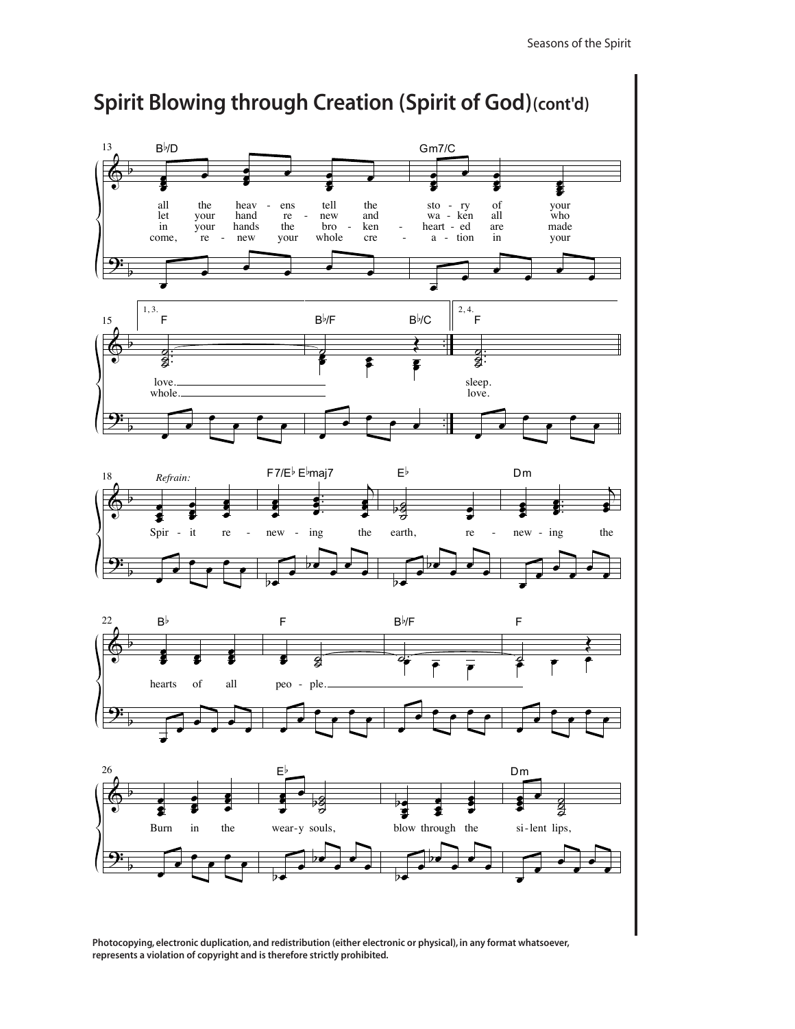## Spirit Blowing through Creation (Spirit of God)(cont'd)

13

B♭/D — Gm7/C

all the heav - ens tell the sto - ry of your
let your hand re - new and wa - ken all who
in your hands the bro - ken - heart - ed are made
come, re - new your whole cre - a - tion in your

15

1, 3. F — B♭/F — B♭/C — 2, 4. F

love. — sleep.
whole. — love.

18

*Refrain:*

F7/E♭ E♭maj7 — E♭ — Dm

Spir - it re - new - ing the earth, re - new - ing the

22

B♭ — F — B♭/F — F

hearts of all peo - ple.

26

E♭ — Dm

Burn in the wear-y souls, blow through the si-lent lips,

**Photocopying, electronic duplication, and redistribution (either electronic or physical), in any format whatsoever, represents a violation of copyright and is therefore strictly prohibited.**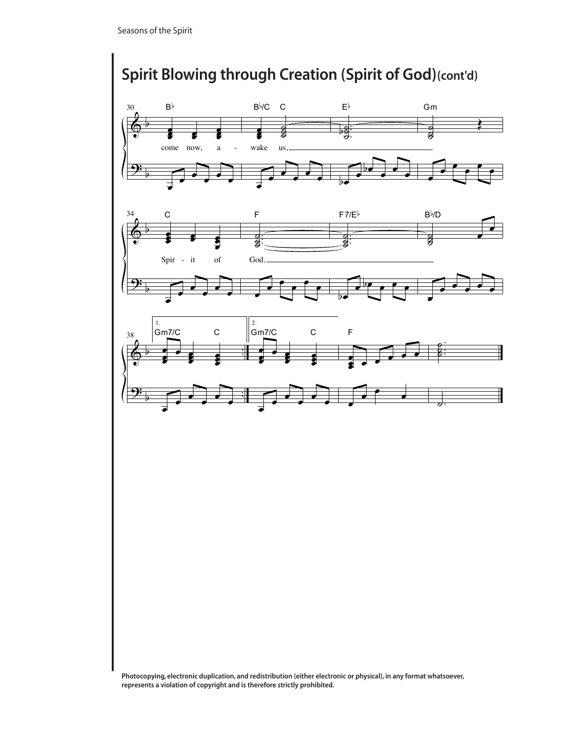## Spirit Blowing through Creation (Spirit of God)(cont'd)

30 B♭ B♭/C C E♭ Gm

come now, a - wake us,

34 C F F7/E♭ B♭/D

Spir - it of God.

38 1. Gm7/C C 2. Gm7/C C F

**Photocopying, electronic duplication, and redistribution (either electronic or physical), in any format whatsoever, represents a violation of copyright and is therefore strictly prohibited.**